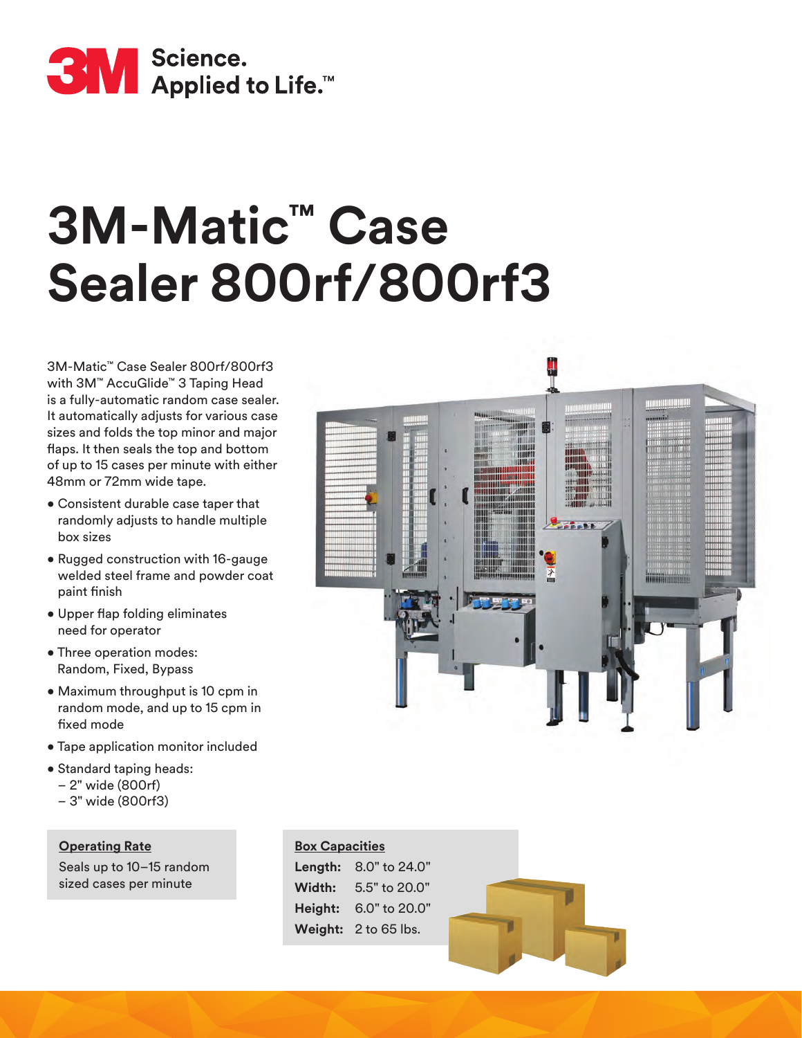3M Science. Applied to Life.™

# 3M-Matic™ Case Sealer 800rf/800rf3

3M-Matic™ Case Sealer 800rf/800rf3 with 3M™ AccuGlide™ 3 Taping Head is a fully-automatic random case sealer. It automatically adjusts for various case sizes and folds the top minor and major flaps. It then seals the top and bottom of up to 15 cases per minute with either 48mm or 72mm wide tape.

- Consistent durable case taper that randomly adjusts to handle multiple box sizes
- Rugged construction with 16-gauge welded steel frame and powder coat paint finish
- Upper flap folding eliminates need for operator
- Three operation modes: Random, Fixed, Bypass
- Maximum throughput is 10 cpm in random mode, and up to 15 cpm in fixed mode
- Tape application monitor included
- Standard taping heads:
  - 2" wide (800rf)
  - 3" wide (800rf3)

**Operating Rate**

Seals up to 10–15 random sized cases per minute

**Box Capacities**

| | |
|---|---|
| **Length:** | 8.0" to 24.0" |
| **Width:** | 5.5" to 20.0" |
| **Height:** | 6.0" to 20.0" |
| **Weight:** | 2 to 65 lbs. |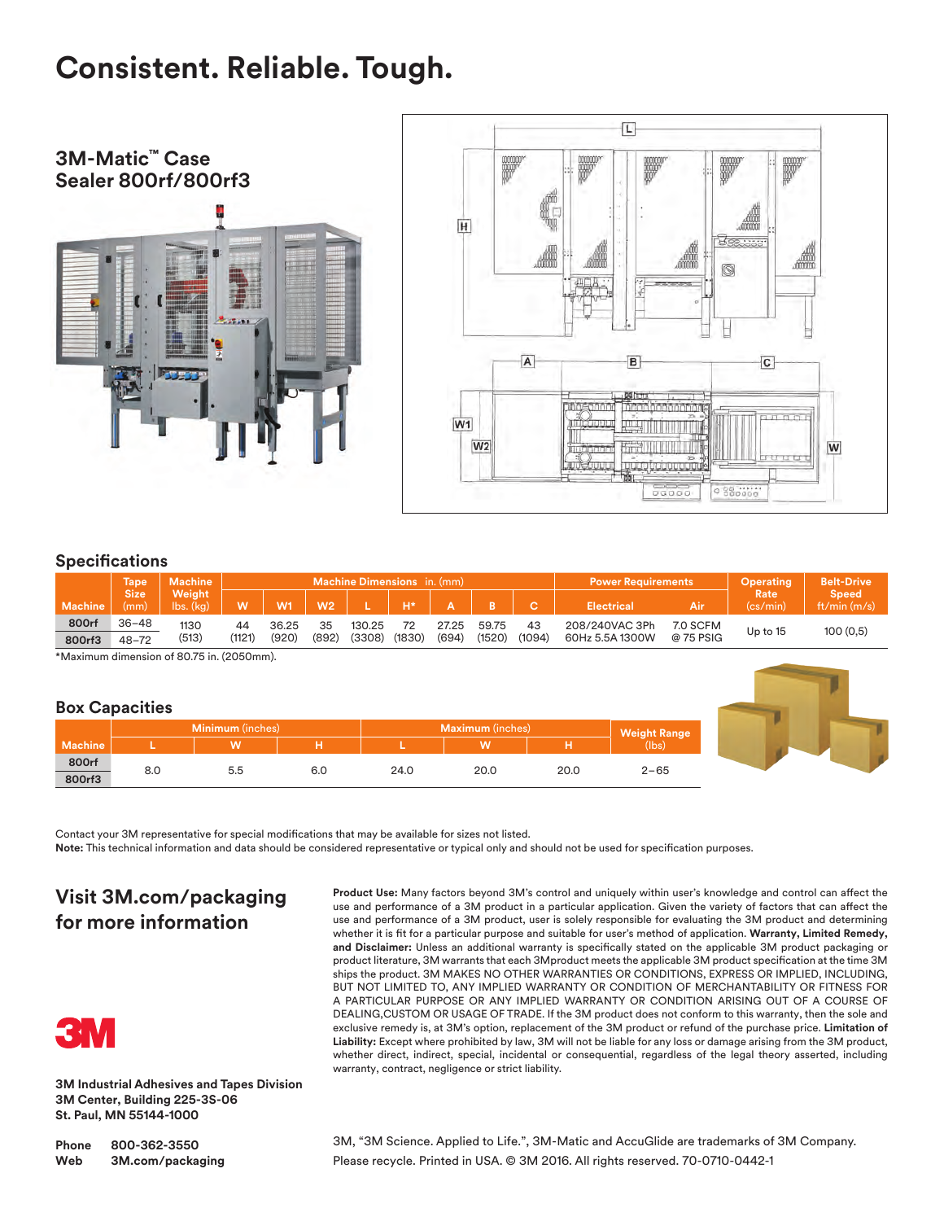# Consistent. Reliable. Tough.

## 3M-Matic™ Case Sealer 800rf/800rf3

L

H

A B C

W1 W2 W

## Specifications

| Machine | Tape Size (mm) | Machine Weight lbs. (kg) | Machine Dimensions in. (mm) | | | | | | | | Power Requirements | | Operating Rate (cs/min) | Belt-Drive Speed ft/min (m/s) |
|---|---|---|---|---|---|---|---|---|---|---|---|---|---|---|
| | | | W | W1 | W2 | L | H* | A | B | C | Electrical | Air | | |
| 800rf | 36–48 | 1130 (513) | 44 (1121) | 36.25 (920) | 35 (892) | 130.25 (3308) | 72 (1830) | 27.25 (694) | 59.75 (1520) | 43 (1094) | 208/240VAC 3Ph 60Hz 5.5A 1300W | 7.0 SCFM @ 75 PSIG | Up to 15 | 100 (0,5) |
| 800rf3 | 48–72 | | | | | | | | | | | | | |

*Maximum dimension of 80.75 in. (2050mm).

## Box Capacities

| Machine | Minimum (inches) | | | Maximum (inches) | | | Weight Range (lbs) |
|---|---|---|---|---|---|---|---|
| | L | W | H | L | W | H | |
| 800rf | 8.0 | 5.5 | 6.0 | 24.0 | 20.0 | 20.0 | 2–65 |
| 800rf3 | | | | | | | |

Contact your 3M representative for special modifications that may be available for sizes not listed.

**Note:** This technical information and data should be considered representative or typical only and should not be used for specification purposes.

## Visit 3M.com/packaging for more information

**Product Use:** Many factors beyond 3M's control and uniquely within user's knowledge and control can affect the use and performance of a 3M product in a particular application. Given the variety of factors that can affect the use and performance of a 3M product, user is solely responsible for evaluating the 3M product and determining whether it is fit for a particular purpose and suitable for user's method of application. **Warranty, Limited Remedy, and Disclaimer:** Unless an additional warranty is specifically stated on the applicable 3M product packaging or product literature, 3M warrants that each 3Mproduct meets the applicable 3M product specification at the time 3M ships the product. 3M MAKES NO OTHER WARRANTIES OR CONDITIONS, EXPRESS OR IMPLIED, INCLUDING, BUT NOT LIMITED TO, ANY IMPLIED WARRANTY OR CONDITION OF MERCHANTABILITY OR FITNESS FOR A PARTICULAR PURPOSE OR ANY IMPLIED WARRANTY OR CONDITION ARISING OUT OF A COURSE OF DEALING,CUSTOM OR USAGE OF TRADE. If the 3M product does not conform to this warranty, then the sole and exclusive remedy is, at 3M's option, replacement of the 3M product or refund of the purchase price. **Limitation of Liability:** Except where prohibited by law, 3M will not be liable for any loss or damage arising from the 3M product, whether direct, indirect, special, incidental or consequential, regardless of the legal theory asserted, including warranty, contract, negligence or strict liability.

3M

**3M Industrial Adhesives and Tapes Division**
**3M Center, Building 225-3S-06**
**St. Paul, MN 55144-1000**

**Phone** 800-362-3550
**Web** 3M.com/packaging

3M, "3M Science. Applied to Life.", 3M-Matic and AccuGlide are trademarks of 3M Company.
Please recycle. Printed in USA. © 3M 2016. All rights reserved. 70-0710-0442-1